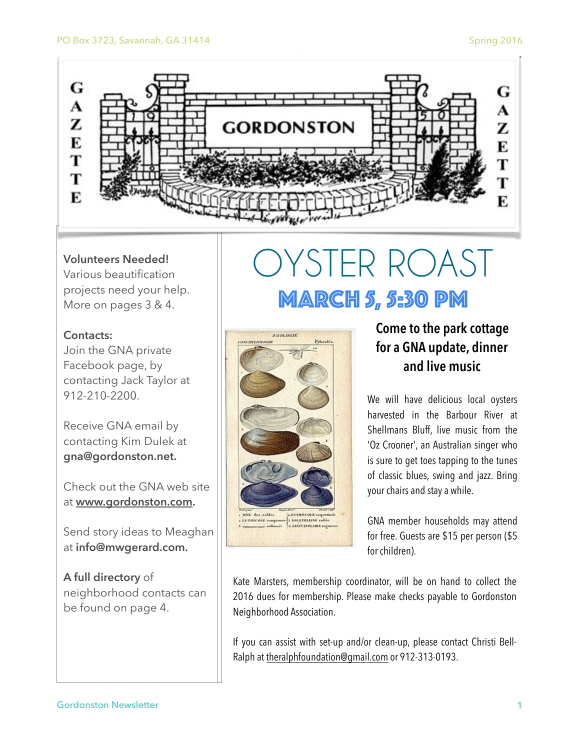PO Box 3723, Savannah, GA 31414

Spring 2016

# GORDONSTON GAZETTE

**Volunteers Needed!**
Various beautification projects need your help. More on pages 3 & 4.

**Contacts:**
Join the GNA private Facebook page, by contacting Jack Taylor at 912-210-2200.

Receive GNA email by contacting Kim Dulek at **gna@gordonston.net.**

Check out the GNA web site at **www.gordonston.com.**

Send story ideas to Meaghan at **info@mwgerard.com.**

**A full directory** of neighborhood contacts can be found on page 4.

# OYSTER ROAST

## MARCH 5, 5:30 PM

### Come to the park cottage for a GNA update, dinner and live music

We will have delicious local oysters harvested in the Barbour River at Shellmans Bluff, live music from the 'Oz Crooner', an Australian singer who is sure to get toes tapping to the tunes of classic blues, swing and jazz. Bring your chairs and stay a while.

GNA member households may attend for free. Guests are $15 per person ($5 for children).

Kate Marsters, membership coordinator, will be on hand to collect the 2016 dues for membership. Please make checks payable to Gordonston Neighborhood Association.

If you can assist with set-up and/or clean-up, please contact Christi Bell-Ralph at theralphfoundation@gmail.com or 912-313-0193.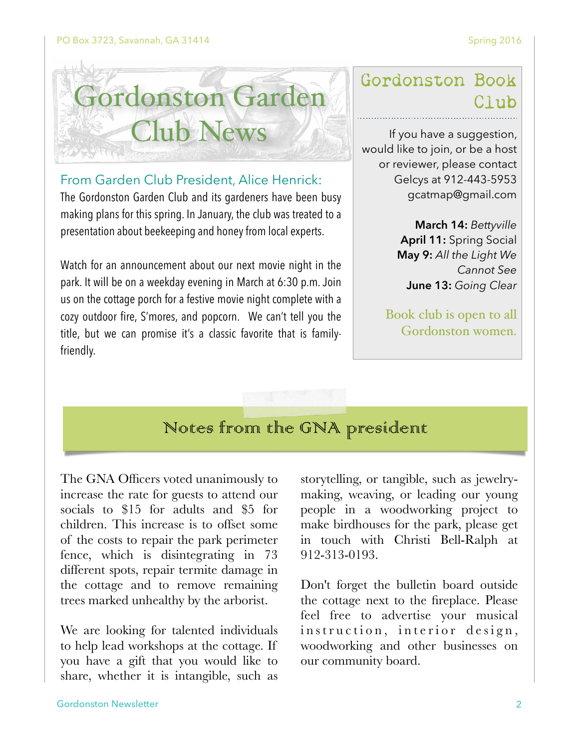# Gordonston Garden Club News

## From Garden Club President, Alice Henrick:

The Gordonston Garden Club and its gardeners have been busy making plans for this spring. In January, the club was treated to a presentation about beekeeping and honey from local experts.

Watch for an announcement about our next movie night in the park. It will be on a weekday evening in March at 6:30 p.m. Join us on the cottage porch for a festive movie night complete with a cozy outdoor fire, S'mores, and popcorn. We can't tell you the title, but we can promise it's a classic favorite that is family-friendly.

## Gordonston Book Club

If you have a suggestion, would like to join, or be a host or reviewer, please contact Gelcys at 912-443-5953 gcatmap@gmail.com

**March 14:** *Bettyville*
**April 11:** Spring Social
**May 9:** *All the Light We Cannot See*
**June 13:** *Going Clear*

Book club is open to all Gordonston women.

## Notes from the GNA president

The GNA Officers voted unanimously to increase the rate for guests to attend our socials to $15 for adults and $5 for children. This increase is to offset some of the costs to repair the park perimeter fence, which is disintegrating in 73 different spots, repair termite damage in the cottage and to remove remaining trees marked unhealthy by the arborist.

We are looking for talented individuals to help lead workshops at the cottage. If you have a gift that you would like to share, whether it is intangible, such as storytelling, or tangible, such as jewelry-making, weaving, or leading our young people in a woodworking project to make birdhouses for the park, please get in touch with Christi Bell-Ralph at 912-313-0193.

Don't forget the bulletin board outside the cottage next to the fireplace. Please feel free to advertise your musical instruction, interior design, woodworking and other businesses on our community board.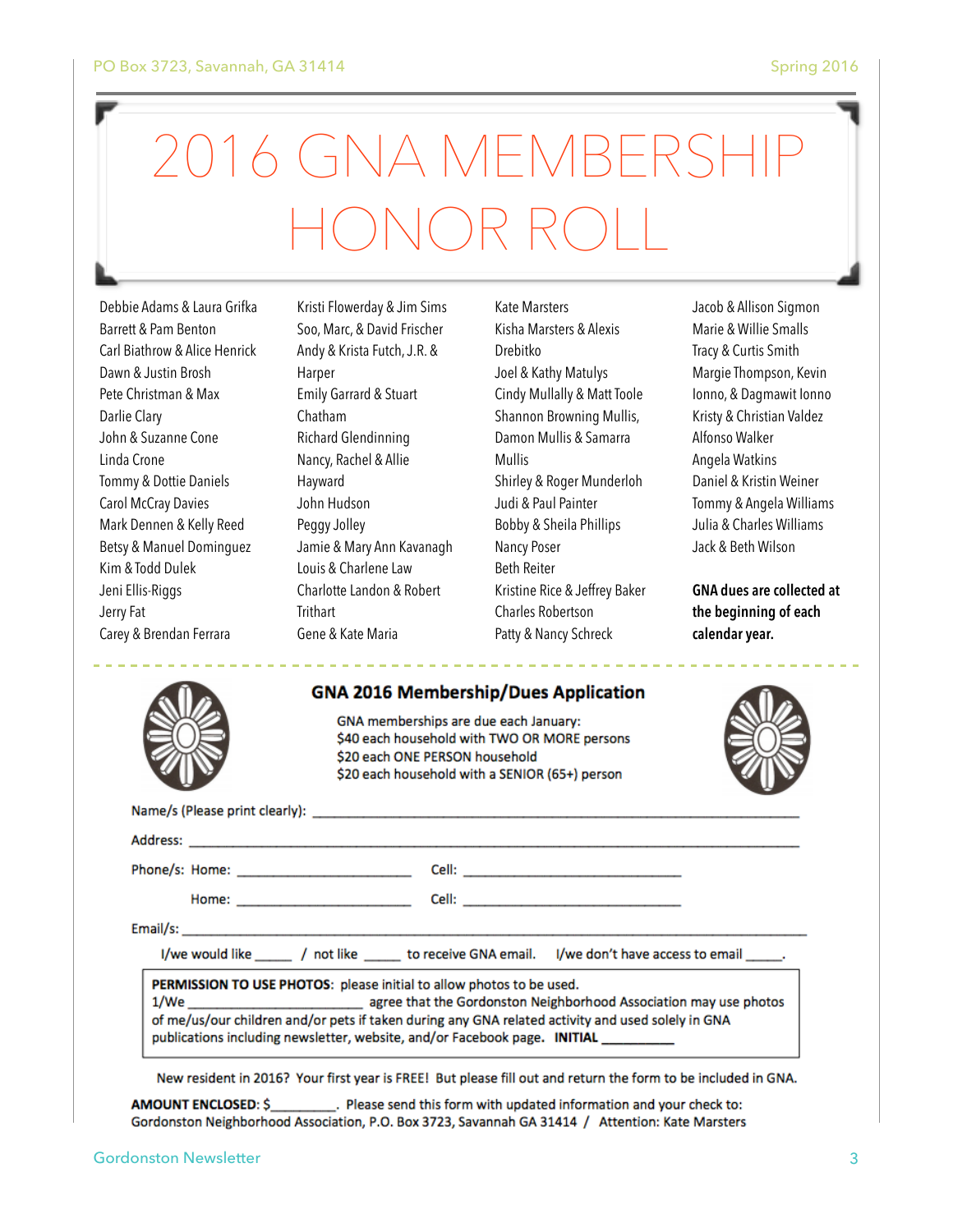# 2016 GNA MEMBERSHIP HONOR ROLL

Debbie Adams & Laura Grifka
Barrett & Pam Benton
Carl Biathrow & Alice Henrick
Dawn & Justin Brosh
Pete Christman & Max
Darlie Clary
John & Suzanne Cone
Linda Crone
Tommy & Dottie Daniels
Carol McCray Davies
Mark Dennen & Kelly Reed
Betsy & Manuel Dominguez
Kim & Todd Dulek
Jeni Ellis-Riggs
Jerry Fat
Carey & Brendan Ferrara

Kristi Flowerday & Jim Sims
Soo, Marc, & David Frischer
Andy & Krista Futch, J.R. & Harper
Emily Garrard & Stuart Chatham
Richard Glendinning
Nancy, Rachel & Allie Hayward
John Hudson
Peggy Jolley
Jamie & Mary Ann Kavanagh
Louis & Charlene Law
Charlotte Landon & Robert Trithart
Gene & Kate Maria

Kate Marsters
Kisha Marsters & Alexis Drebitko
Joel & Kathy Matulys
Cindy Mullally & Matt Toole
Shannon Browning Mullis, Damon Mullis & Samarra Mullis
Shirley & Roger Munderloh
Judi & Paul Painter
Bobby & Sheila Phillips
Nancy Poser
Beth Reiter
Kristine Rice & Jeffrey Baker
Charles Robertson
Patty & Nancy Schreck

Jacob & Allison Sigmon
Marie & Willie Smalls
Tracy & Curtis Smith
Margie Thompson, Kevin Ionno, & Dagmawit Ionno
Kristy & Christian Valdez
Alfonso Walker
Angela Watkins
Daniel & Kristin Weiner
Tommy & Angela Williams
Julia & Charles Williams
Jack & Beth Wilson

**GNA dues are collected at the beginning of each calendar year.**

---

## GNA 2016 Membership/Dues Application

GNA memberships are due each January:
$40 each household with TWO OR MORE persons
$20 each ONE PERSON household
$20 each household with a SENIOR (65+) person

Name/s (Please print clearly): ____________________________________________

Address: ____________________________________________

Phone/s: Home: ______________________ Cell: ___________________________

Home: ______________________ Cell: ___________________________

Email/s: ____________________________________________

I/we would like _____ / not like _____ to receive GNA email. I/we don't have access to email _____.

**PERMISSION TO USE PHOTOS**: please initial to allow photos to be used.
1/We ______________________ agree that the Gordonston Neighborhood Association may use photos of me/us/our children and/or pets if taken during any GNA related activity and used solely in GNA publications including newsletter, website, and/or Facebook page. **INITIAL** __________

New resident in 2016? Your first year is FREE! But please fill out and return the form to be included in GNA.

**AMOUNT ENCLOSED**: $_________. Please send this form with updated information and your check to:
Gordonston Neighborhood Association, P.O. Box 3723, Savannah GA 31414 / Attention: Kate Marsters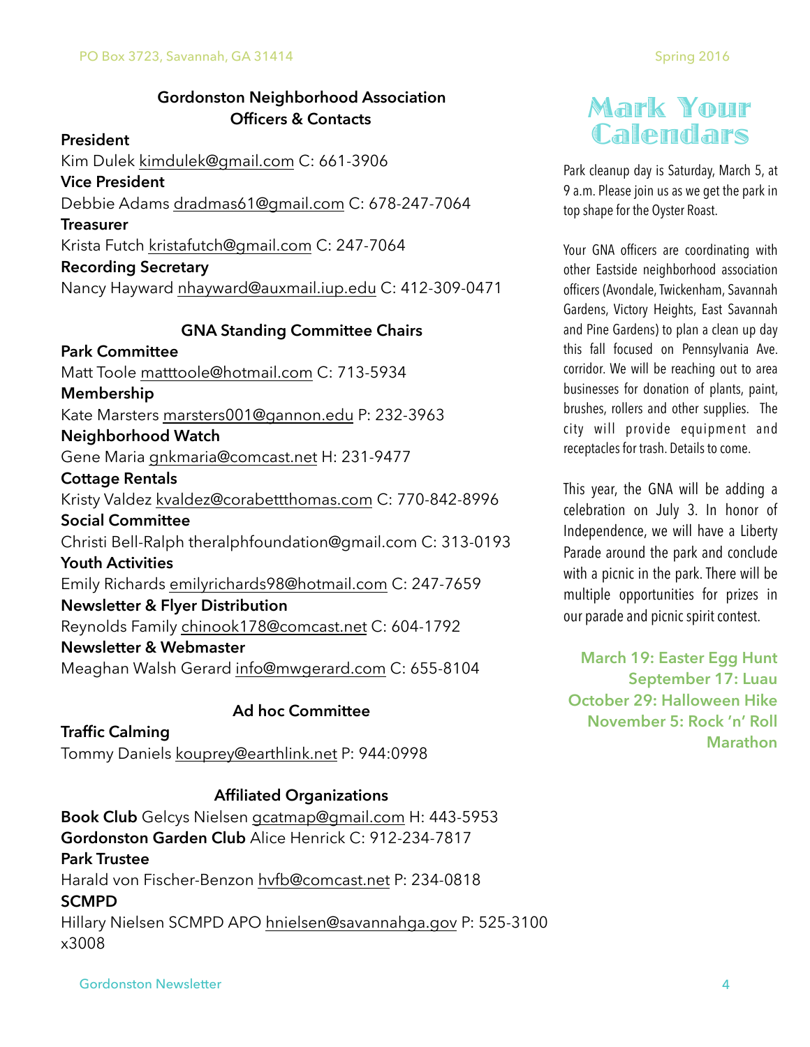## Gordonston Neighborhood Association Officers & Contacts

**President**
Kim Dulek kimdulek@gmail.com C: 661-3906

**Vice President**
Debbie Adams dradmas61@gmail.com C: 678-247-7064

**Treasurer**
Krista Futch kristafutch@gmail.com C: 247-7064

**Recording Secretary**
Nancy Hayward nhayward@auxmail.iup.edu C: 412-309-0471

### GNA Standing Committee Chairs

**Park Committee**
Matt Toole matttoole@hotmail.com C: 713-5934

**Membership**
Kate Marsters marsters001@gannon.edu P: 232-3963

**Neighborhood Watch**
Gene Maria gnkmaria@comcast.net H: 231-9477

**Cottage Rentals**
Kristy Valdez kvaldez@corabettthomas.com C: 770-842-8996

**Social Committee**
Christi Bell-Ralph theralphfoundation@gmail.com C: 313-0193

**Youth Activities**
Emily Richards emilyrichards98@hotmail.com C: 247-7659

**Newsletter & Flyer Distribution**
Reynolds Family chinook178@comcast.net C: 604-1792

**Newsletter & Webmaster**
Meaghan Walsh Gerard info@mwgerard.com C: 655-8104

### Ad hoc Committee

**Traffic Calming**
Tommy Daniels kouprey@earthlink.net P: 944:0998

### Affiliated Organizations

**Book Club** Gelcys Nielsen gcatmap@gmail.com H: 443-5953

**Gordonston Garden Club** Alice Henrick C: 912-234-7817

**Park Trustee**
Harald von Fischer-Benzon hvfb@comcast.net P: 234-0818

**SCMPD**
Hillary Nielsen SCMPD APO hnielsen@savannahga.gov P: 525-3100 x3008

## Mark Your Calendars

Park cleanup day is Saturday, March 5, at 9 a.m. Please join us as we get the park in top shape for the Oyster Roast.

Your GNA officers are coordinating with other Eastside neighborhood association officers (Avondale, Twickenham, Savannah Gardens, Victory Heights, East Savannah and Pine Gardens) to plan a clean up day this fall focused on Pennsylvania Ave. corridor. We will be reaching out to area businesses for donation of plants, paint, brushes, rollers and other supplies. The city will provide equipment and receptacles for trash. Details to come.

This year, the GNA will be adding a celebration on July 3. In honor of Independence, we will have a Liberty Parade around the park and conclude with a picnic in the park. There will be multiple opportunities for prizes in our parade and picnic spirit contest.

**March 19: Easter Egg Hunt**
**September 17: Luau**
**October 29: Halloween Hike**
**November 5: Rock 'n' Roll Marathon**